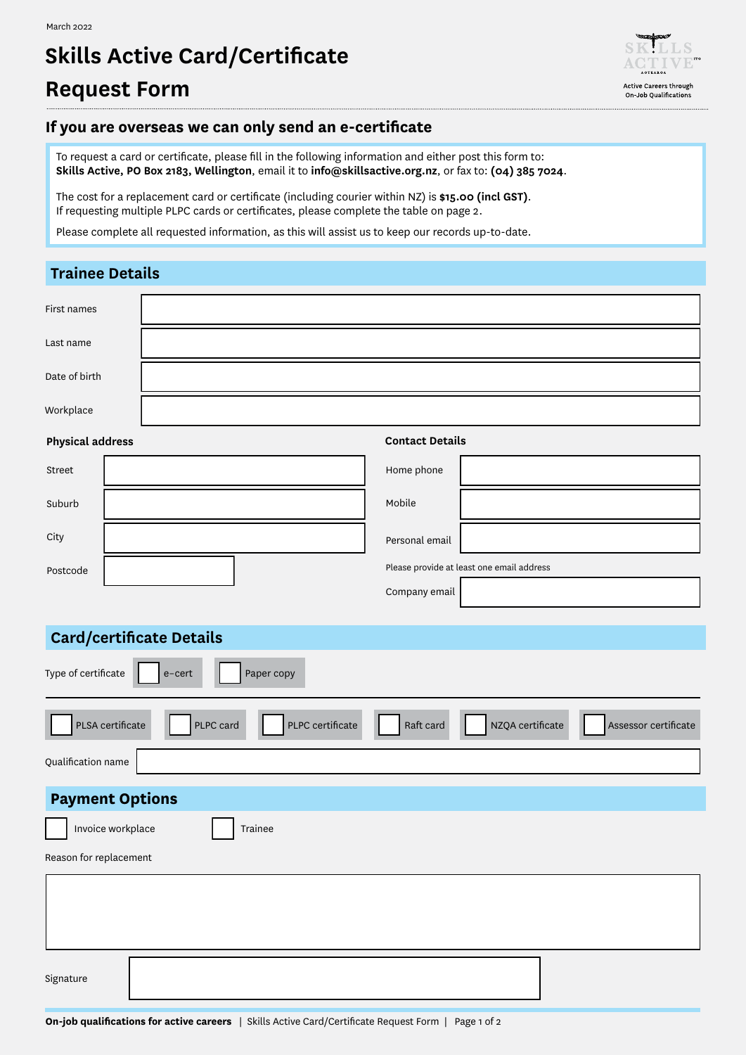March 2022

# Skills Active Card/Certificate Request Form

## If you are overseas we can only send an e-certificate

To request a card or certificate, please fill in the following information and either post this form to: **Skills Active, PO Box 2183, Wellington**, email it to **info@skillsactive.org.nz**, or fax to: **(04) 385 7024**.

The cost for a replacement card or certificate (including courier within NZ) is **$15.00 (incl GST)**.
If requesting multiple PLPC cards or certificates, please complete the table on page 2.

Please complete all requested information, as this will assist us to keep our records up-to-date.

## Trainee Details

First names

Last name

Date of birth

Workplace

**Physical address**

Street

Suburb

City

Postcode

**Contact Details**

Home phone

Mobile

Personal email

Please provide at least one email address

Company email

## Card/certificate Details

Type of certificate ☐ e-cert ☐ Paper copy

☐ PLSA certificate ☐ PLPC card ☐ PLPC certificate ☐ Raft card ☐ NZQA certificate ☐ Assessor certificate

Qualification name

## Payment Options

☐ Invoice workplace ☐ Trainee

Reason for replacement

Signature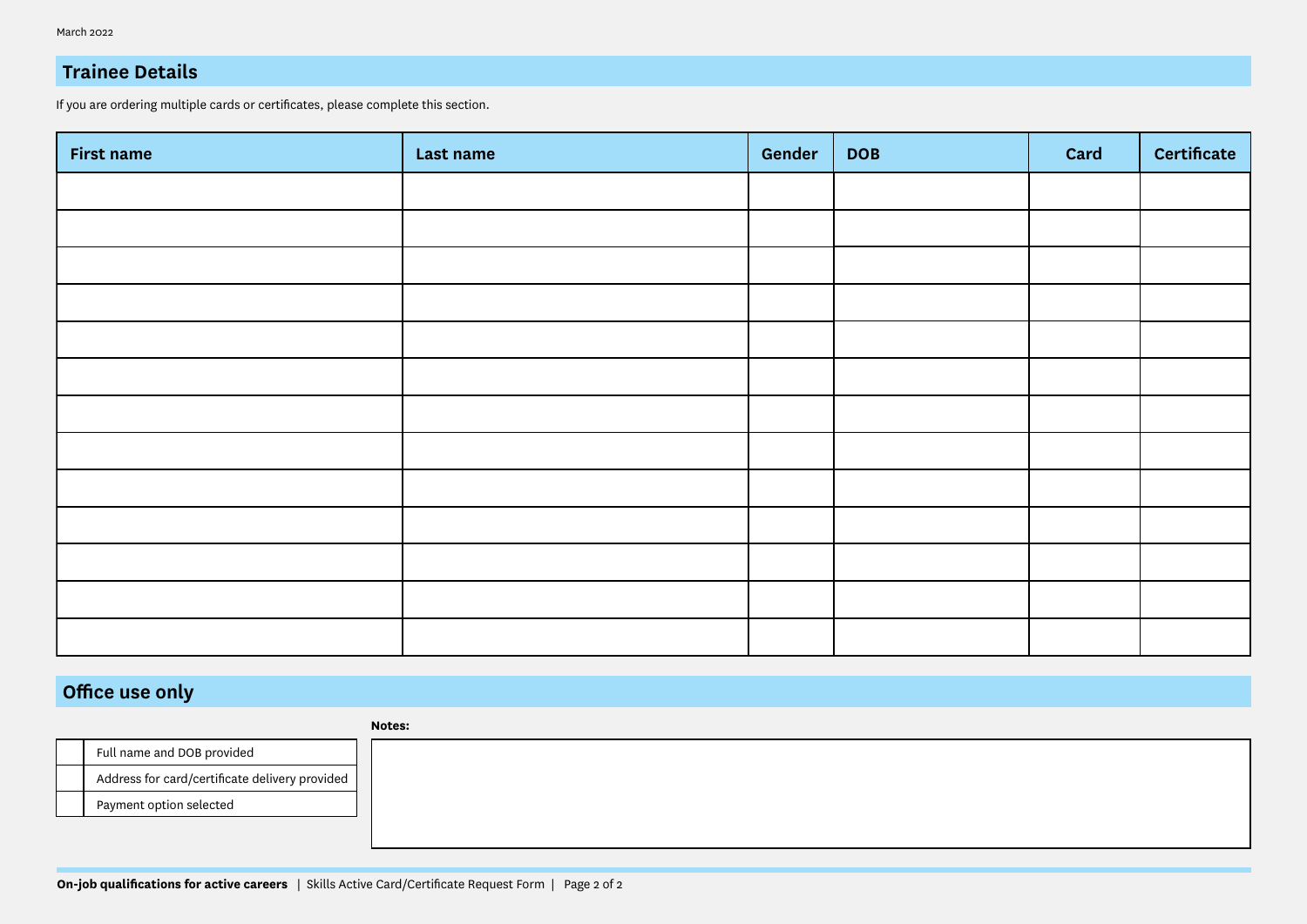## Trainee Details

If you are ordering multiple cards or certificates, please complete this section.

| First name | Last name | Gender | DOB | Card | Certificate |
|---|---|---|---|---|---|
| | | | | | |
| | | | | | |
| | | | | | |
| | | | | | |
| | | | | | |
| | | | | | |
| | | | | | |
| | | | | | |
| | | | | | |
| | | | | | |
| | | | | | |
| | | | | | |
| | | | | | |

## Office use only

| | |
|---|---|
| | Full name and DOB provided |
| | Address for card/certificate delivery provided |
| | Payment option selected |

**Notes:**